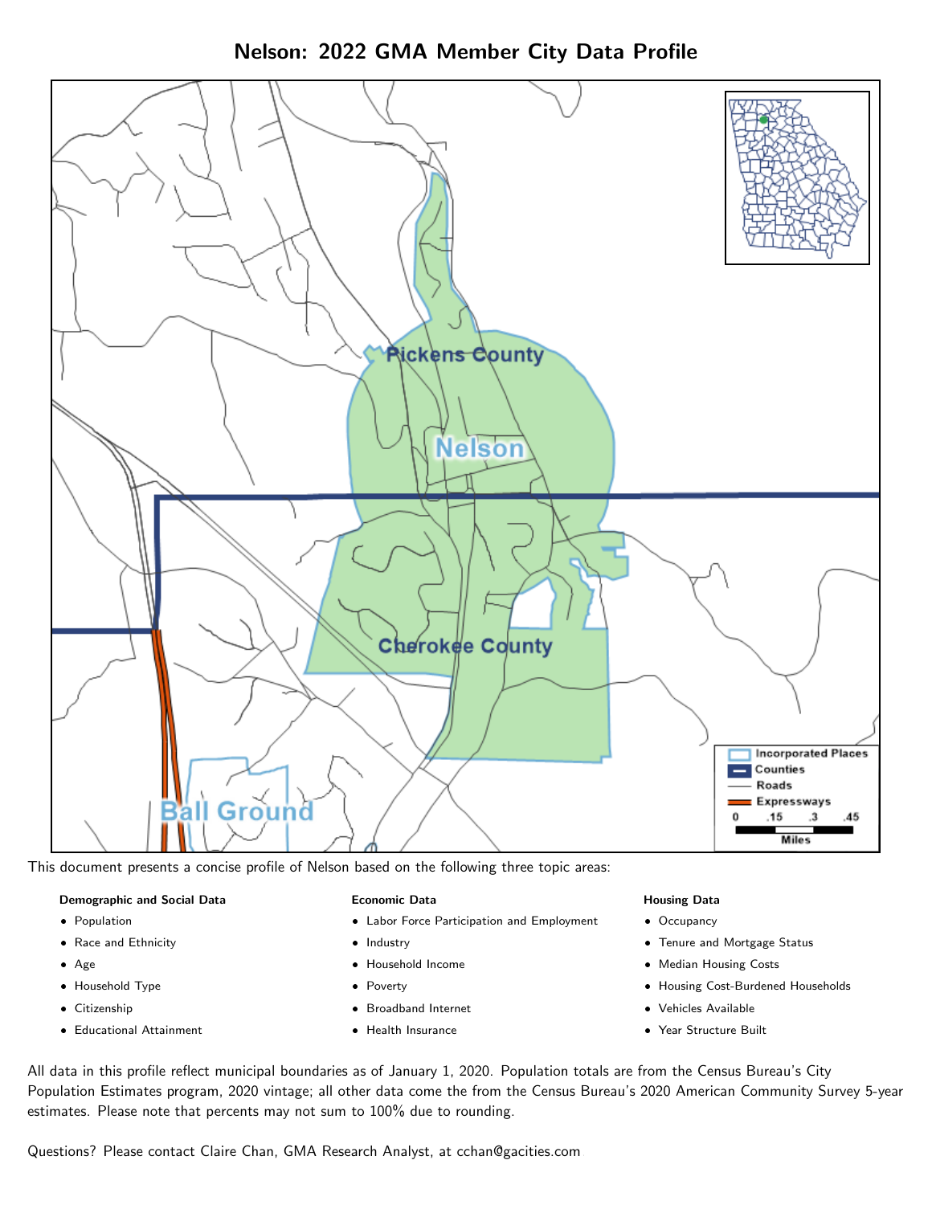# Nelson: 2022 GMA Member City Data Profile

This document presents a concise profile of Nelson based on the following three topic areas:

**Demographic and Social Data**

- Population
- Race and Ethnicity
- Age
- Household Type
- Citizenship
- Educational Attainment

**Economic Data**

- Labor Force Participation and Employment
- Industry
- Household Income
- Poverty
- Broadband Internet
- Health Insurance

**Housing Data**

- Occupancy
- Tenure and Mortgage Status
- Median Housing Costs
- Housing Cost-Burdened Households
- Vehicles Available
- Year Structure Built

All data in this profile reflect municipal boundaries as of January 1, 2020. Population totals are from the Census Bureau's City Population Estimates program, 2020 vintage; all other data come the from the Census Bureau's 2020 American Community Survey 5-year estimates. Please note that percents may not sum to 100% due to rounding.

Questions? Please contact Claire Chan, GMA Research Analyst, at cchan@gacities.com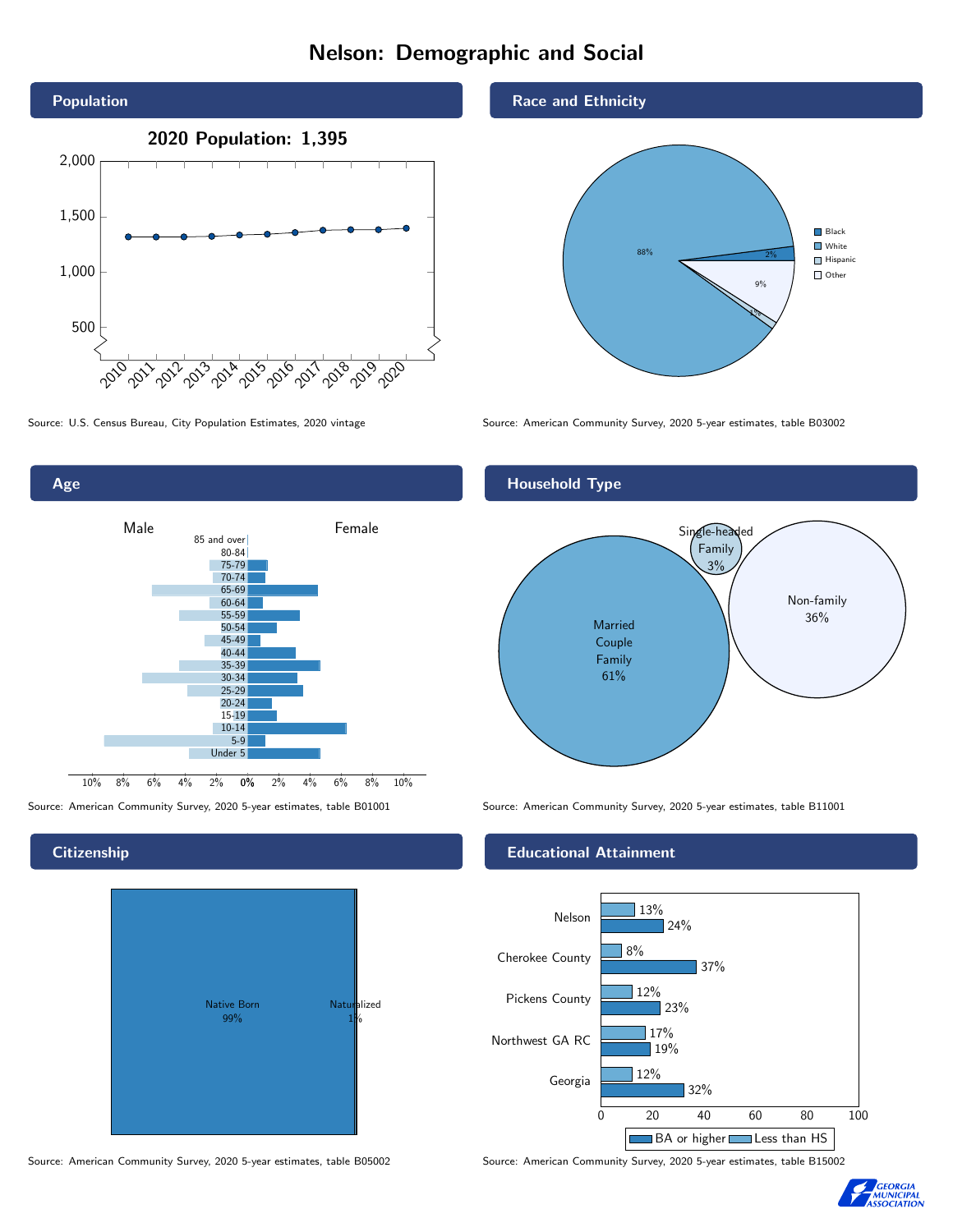# Nelson: Demographic and Social

## Population

**2020 Population: 1,395**

Source: U.S. Census Bureau, City Population Estimates, 2020 vintage

## Race and Ethnicity

| Group | Percent |
|---|---|
| Black | 2% |
| White | 88% |
| Hispanic | 1% |
| Other | 9% |

Source: American Community Survey, 2020 5-year estimates, table B03002

## Age

Source: American Community Survey, 2020 5-year estimates, table B01001

## Household Type

| Type | Percent |
|---|---|
| Married Couple Family | 61% |
| Single-headed Family | 3% |
| Non-family | 36% |

Source: American Community Survey, 2020 5-year estimates, table B11001

## Citizenship

| Status | Percent |
|---|---|
| Native Born | 99% |
| Naturalized | 1% |

Source: American Community Survey, 2020 5-year estimates, table B05002

## Educational Attainment

| Area | Less than HS | BA or higher |
|---|---|---|
| Nelson | 13% | 24% |
| Cherokee County | 8% | 37% |
| Pickens County | 12% | 23% |
| Northwest GA RC | 17% | 19% |
| Georgia | 12% | 32% |

Source: American Community Survey, 2020 5-year estimates, table B15002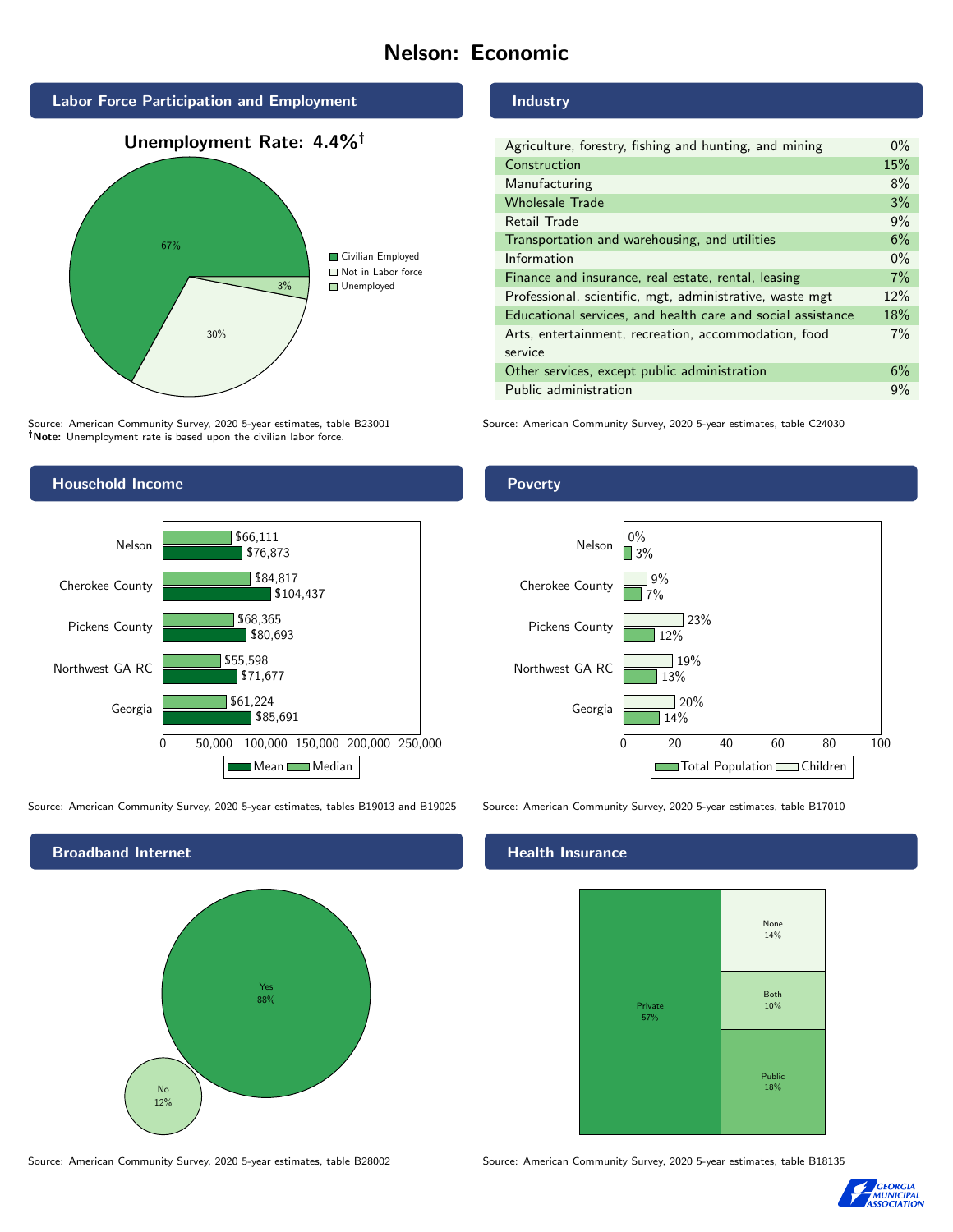# Nelson: Economic

## Labor Force Participation and Employment

**Unemployment Rate: 4.4%†**

| Category | Percent |
|---|---|
| Civilian Employed | 67% |
| Not in Labor force | 30% |
| Unemployed | 3% |

Source: American Community Survey, 2020 5-year estimates, table B23001
**†Note:** Unemployment rate is based upon the civilian labor force.

## Industry

| Industry | Percent |
|---|---|
| Agriculture, forestry, fishing and hunting, and mining | 0% |
| Construction | 15% |
| Manufacturing | 8% |
| Wholesale Trade | 3% |
| Retail Trade | 9% |
| Transportation and warehousing, and utilities | 6% |
| Information | 0% |
| Finance and insurance, real estate, rental, leasing | 7% |
| Professional, scientific, mgt, administrative, waste mgt | 12% |
| Educational services, and health care and social assistance | 18% |
| Arts, entertainment, recreation, accommodation, food service | 7% |
| Other services, except public administration | 6% |
| Public administration | 9% |

Source: American Community Survey, 2020 5-year estimates, table C24030

## Household Income

| Area | Median | Mean |
|---|---|---|
| Nelson | $66,111 | $76,873 |
| Cherokee County | $84,817 | $104,437 |
| Pickens County | $68,365 | $80,693 |
| Northwest GA RC | $55,598 | $71,677 |
| Georgia | $61,224 | $85,691 |

Source: American Community Survey, 2020 5-year estimates, tables B19013 and B19025

## Poverty

| Area | Children | Total Population |
|---|---|---|
| Nelson | 0% | 3% |
| Cherokee County | 9% | 7% |
| Pickens County | 23% | 12% |
| Northwest GA RC | 19% | 13% |
| Georgia | 20% | 14% |

Source: American Community Survey, 2020 5-year estimates, table B17010

## Broadband Internet

| Response | Percent |
|---|---|
| Yes | 88% |
| No | 12% |

Source: American Community Survey, 2020 5-year estimates, table B28002

## Health Insurance

| Type | Percent |
|---|---|
| Private | 57% |
| Public | 18% |
| Both | 10% |
| None | 14% |

Source: American Community Survey, 2020 5-year estimates, table B18135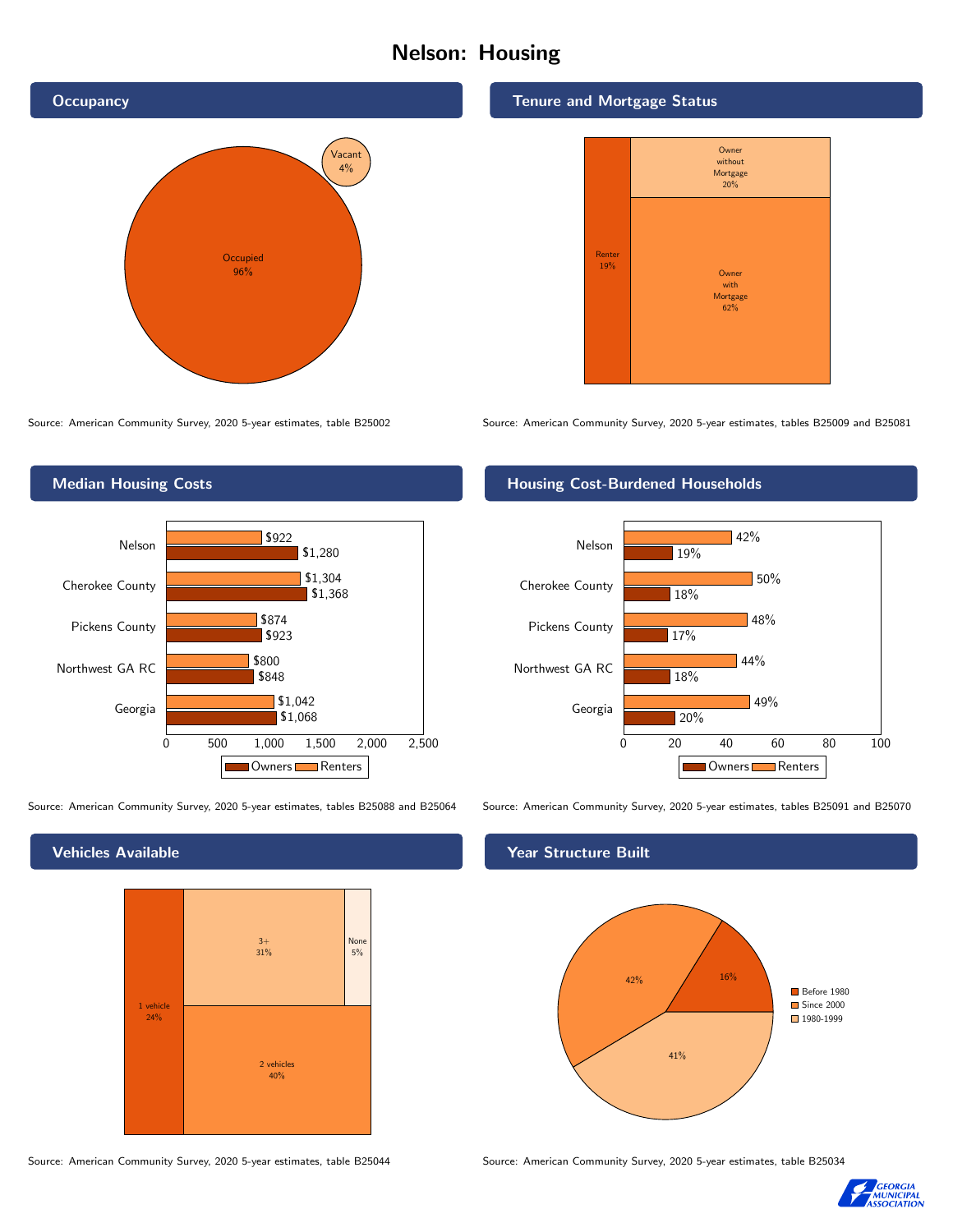# Nelson: Housing

## Occupancy

Occupied
96%

Vacant
4%

Source: American Community Survey, 2020 5-year estimates, table B25002

## Tenure and Mortgage Status

Renter
19%

Owner without Mortgage
20%

Owner with Mortgage
62%

Source: American Community Survey, 2020 5-year estimates, tables B25009 and B25081

## Median Housing Costs

Nelson
$922
$1,280

Cherokee County
$1,304
$1,368

Pickens County
$874
$923

Northwest GA RC
$800
$848

Georgia
$1,042
$1,068

0 500 1,000 1,500 2,000 2,500

Owners Renters

Source: American Community Survey, 2020 5-year estimates, tables B25088 and B25064

## Housing Cost-Burdened Households

Nelson
42%
19%

Cherokee County
50%
18%

Pickens County
48%
17%

Northwest GA RC
44%
18%

Georgia
49%
20%

0 20 40 60 80 100

Owners Renters

Source: American Community Survey, 2020 5-year estimates, tables B25091 and B25070

## Vehicles Available

1 vehicle
24%

3+
31%

None
5%

2 vehicles
40%

Source: American Community Survey, 2020 5-year estimates, table B25044

## Year Structure Built

16%

42%

41%

Before 1980
Since 2000
1980-1999

Source: American Community Survey, 2020 5-year estimates, table B25034